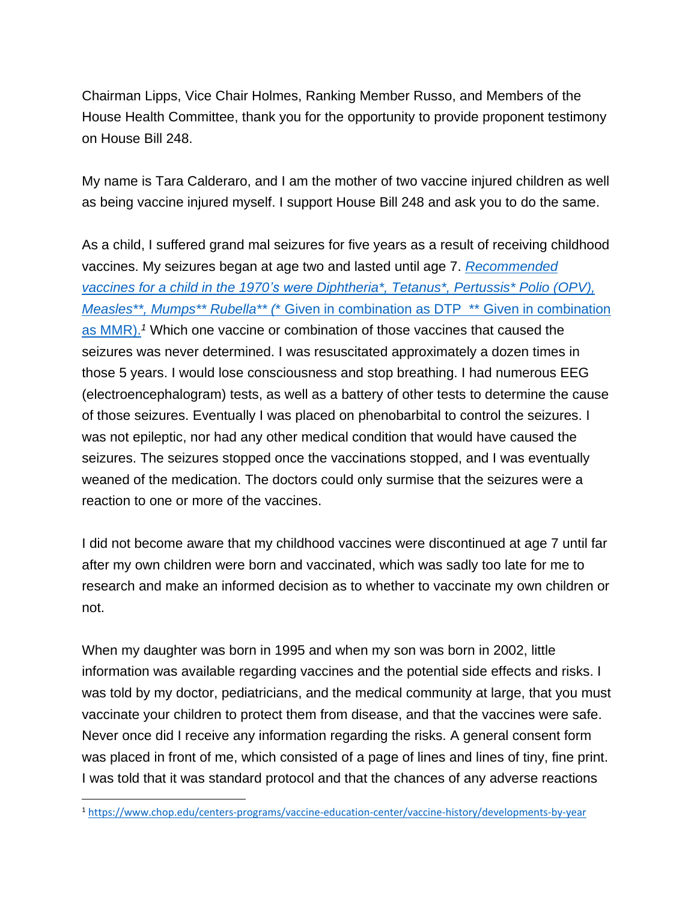Chairman Lipps, Vice Chair Holmes, Ranking Member Russo, and Members of the House Health Committee, thank you for the opportunity to provide proponent testimony on House Bill 248.

My name is Tara Calderaro, and I am the mother of two vaccine injured children as well as being vaccine injured myself. I support House Bill 248 and ask you to do the same.

As a child, I suffered grand mal seizures for five years as a result of receiving childhood vaccines. My seizures began at age two and lasted until age 7. [*Recommended vaccines for a child in the 1970's were Diphtheria*, Tetanus*, Pertussis* Polio (OPV), Measles**, Mumps** Rubella** (** Given in combination as DTP ** Given in combination as MMR).](https://www.chop.edu/centers-programs/vaccine-education-center/vaccine-history/developments-by-year)[1] Which one vaccine or combination of those vaccines that caused the seizures was never determined. I was resuscitated approximately a dozen times in those 5 years. I would lose consciousness and stop breathing. I had numerous EEG (electroencephalogram) tests, as well as a battery of other tests to determine the cause of those seizures. Eventually I was placed on phenobarbital to control the seizures. I was not epileptic, nor had any other medical condition that would have caused the seizures. The seizures stopped once the vaccinations stopped, and I was eventually weaned of the medication. The doctors could only surmise that the seizures were a reaction to one or more of the vaccines.

I did not become aware that my childhood vaccines were discontinued at age 7 until far after my own children were born and vaccinated, which was sadly too late for me to research and make an informed decision as to whether to vaccinate my own children or not.

When my daughter was born in 1995 and when my son was born in 2002, little information was available regarding vaccines and the potential side effects and risks. I was told by my doctor, pediatricians, and the medical community at large, that you must vaccinate your children to protect them from disease, and that the vaccines were safe. Never once did I receive any information regarding the risks. A general consent form was placed in front of me, which consisted of a page of lines and lines of tiny, fine print. I was told that it was standard protocol and that the chances of any adverse reactions

---

[1] https://www.chop.edu/centers-programs/vaccine-education-center/vaccine-history/developments-by-year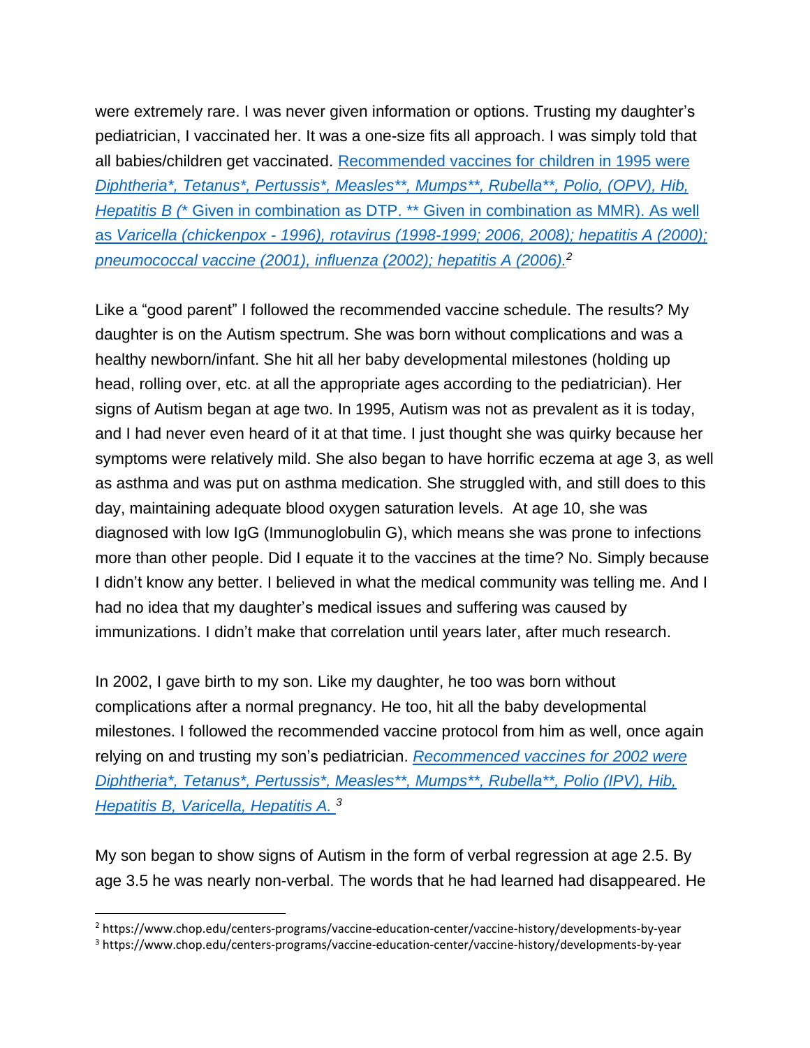were extremely rare. I was never given information or options. Trusting my daughter's pediatrician, I vaccinated her. It was a one-size fits all approach. I was simply told that all babies/children get vaccinated. [Recommended vaccines for children in 1995 were *Diphtheria*, Tetanus*, Pertussis*, Measles**, Mumps**, Rubella**, Polio, (OPV), Hib, Hepatitis B (** Given in combination as DTP. ** Given in combination as MMR). As well as *Varicella (chickenpox - 1996), rotavirus (1998-1999; 2006, 2008); hepatitis A (2000); pneumococcal vaccine (2001), influenza (2002); hepatitis A (2006).*][2]

Like a "good parent" I followed the recommended vaccine schedule. The results? My daughter is on the Autism spectrum. She was born without complications and was a healthy newborn/infant. She hit all her baby developmental milestones (holding up head, rolling over, etc. at all the appropriate ages according to the pediatrician). Her signs of Autism began at age two. In 1995, Autism was not as prevalent as it is today, and I had never even heard of it at that time. I just thought she was quirky because her symptoms were relatively mild. She also began to have horrific eczema at age 3, as well as asthma and was put on asthma medication. She struggled with, and still does to this day, maintaining adequate blood oxygen saturation levels. At age 10, she was diagnosed with low IgG (Immunoglobulin G), which means she was prone to infections more than other people. Did I equate it to the vaccines at the time? No. Simply because I didn't know any better. I believed in what the medical community was telling me. And I had no idea that my daughter's medical issues and suffering was caused by immunizations. I didn't make that correlation until years later, after much research.

In 2002, I gave birth to my son. Like my daughter, he too was born without complications after a normal pregnancy. He too, hit all the baby developmental milestones. I followed the recommended vaccine protocol from him as well, once again relying on and trusting my son's pediatrician. [*Recommenced vaccines for 2002 were Diphtheria*, Tetanus*, Pertussis*, Measles**, Mumps**, Rubella**, Polio (IPV), Hib, Hepatitis B, Varicella, Hepatitis A.*][3]

My son began to show signs of Autism in the form of verbal regression at age 2.5. By age 3.5 he was nearly non-verbal. The words that he had learned had disappeared. He

---

[2] https://www.chop.edu/centers-programs/vaccine-education-center/vaccine-history/developments-by-year

[3] https://www.chop.edu/centers-programs/vaccine-education-center/vaccine-history/developments-by-year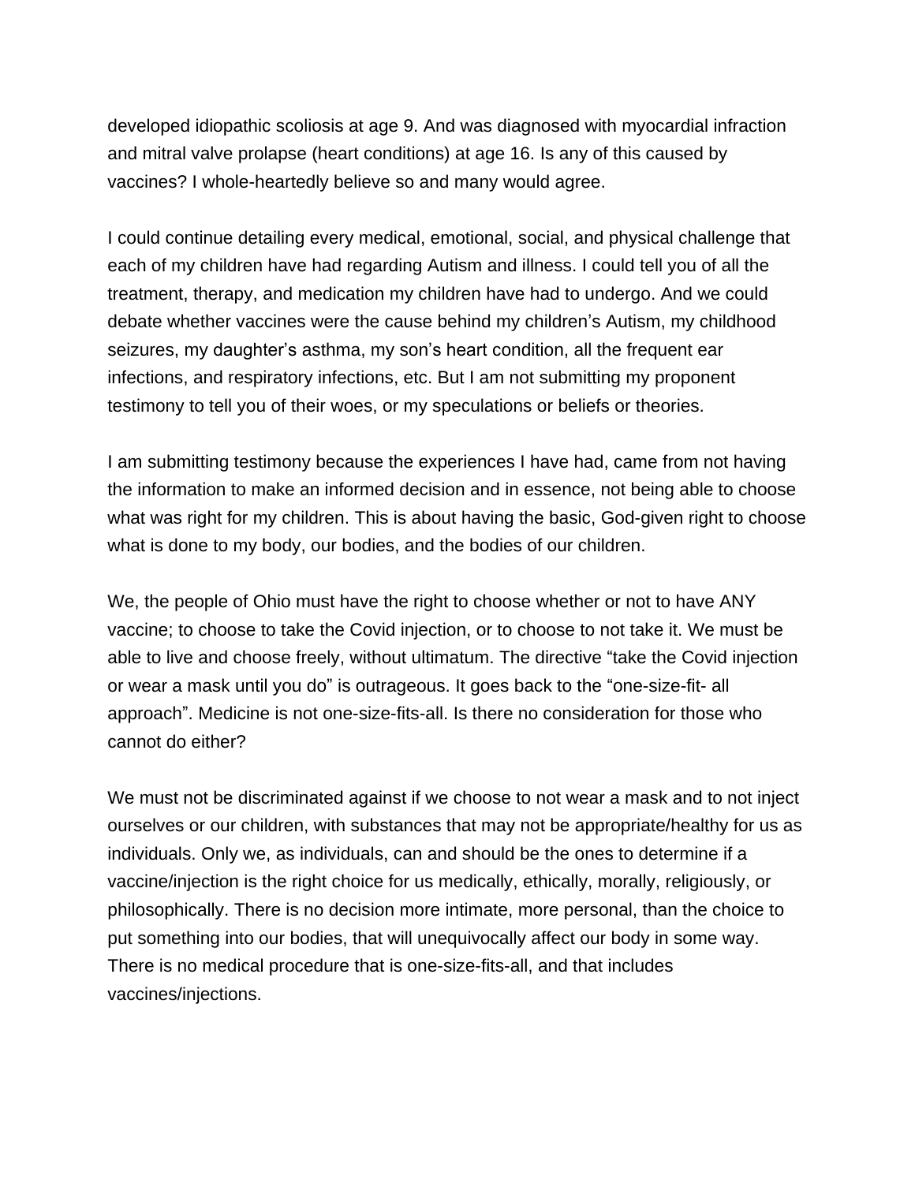developed idiopathic scoliosis at age 9. And was diagnosed with myocardial infraction and mitral valve prolapse (heart conditions) at age 16. Is any of this caused by vaccines? I whole-heartedly believe so and many would agree.

I could continue detailing every medical, emotional, social, and physical challenge that each of my children have had regarding Autism and illness. I could tell you of all the treatment, therapy, and medication my children have had to undergo. And we could debate whether vaccines were the cause behind my children's Autism, my childhood seizures, my daughter's asthma, my son's heart condition, all the frequent ear infections, and respiratory infections, etc. But I am not submitting my proponent testimony to tell you of their woes, or my speculations or beliefs or theories.

I am submitting testimony because the experiences I have had, came from not having the information to make an informed decision and in essence, not being able to choose what was right for my children. This is about having the basic, God-given right to choose what is done to my body, our bodies, and the bodies of our children.

We, the people of Ohio must have the right to choose whether or not to have ANY vaccine; to choose to take the Covid injection, or to choose to not take it. We must be able to live and choose freely, without ultimatum. The directive "take the Covid injection or wear a mask until you do" is outrageous. It goes back to the "one-size-fit- all approach". Medicine is not one-size-fits-all. Is there no consideration for those who cannot do either?

We must not be discriminated against if we choose to not wear a mask and to not inject ourselves or our children, with substances that may not be appropriate/healthy for us as individuals. Only we, as individuals, can and should be the ones to determine if a vaccine/injection is the right choice for us medically, ethically, morally, religiously, or philosophically. There is no decision more intimate, more personal, than the choice to put something into our bodies, that will unequivocally affect our body in some way. There is no medical procedure that is one-size-fits-all, and that includes vaccines/injections.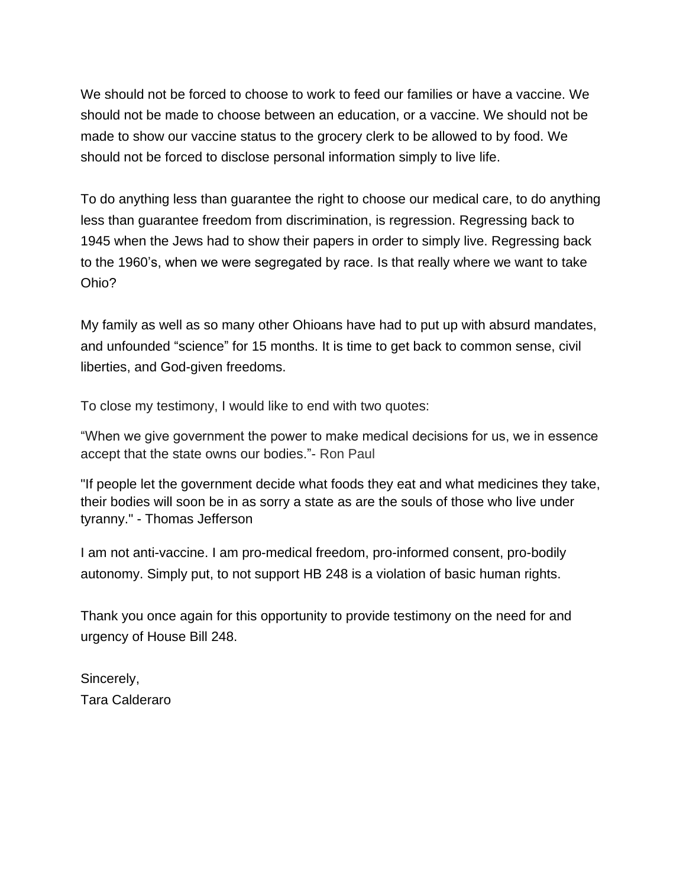We should not be forced to choose to work to feed our families or have a vaccine. We should not be made to choose between an education, or a vaccine. We should not be made to show our vaccine status to the grocery clerk to be allowed to by food. We should not be forced to disclose personal information simply to live life.

To do anything less than guarantee the right to choose our medical care, to do anything less than guarantee freedom from discrimination, is regression. Regressing back to 1945 when the Jews had to show their papers in order to simply live. Regressing back to the 1960's, when we were segregated by race. Is that really where we want to take Ohio?

My family as well as so many other Ohioans have had to put up with absurd mandates, and unfounded "science" for 15 months. It is time to get back to common sense, civil liberties, and God-given freedoms.

To close my testimony, I would like to end with two quotes:

"When we give government the power to make medical decisions for us, we in essence accept that the state owns our bodies."- Ron Paul

"If people let the government decide what foods they eat and what medicines they take, their bodies will soon be in as sorry a state as are the souls of those who live under tyranny." - Thomas Jefferson

I am not anti-vaccine. I am pro-medical freedom, pro-informed consent, pro-bodily autonomy. Simply put, to not support HB 248 is a violation of basic human rights.

Thank you once again for this opportunity to provide testimony on the need for and urgency of House Bill 248.

Sincerely,
Tara Calderaro